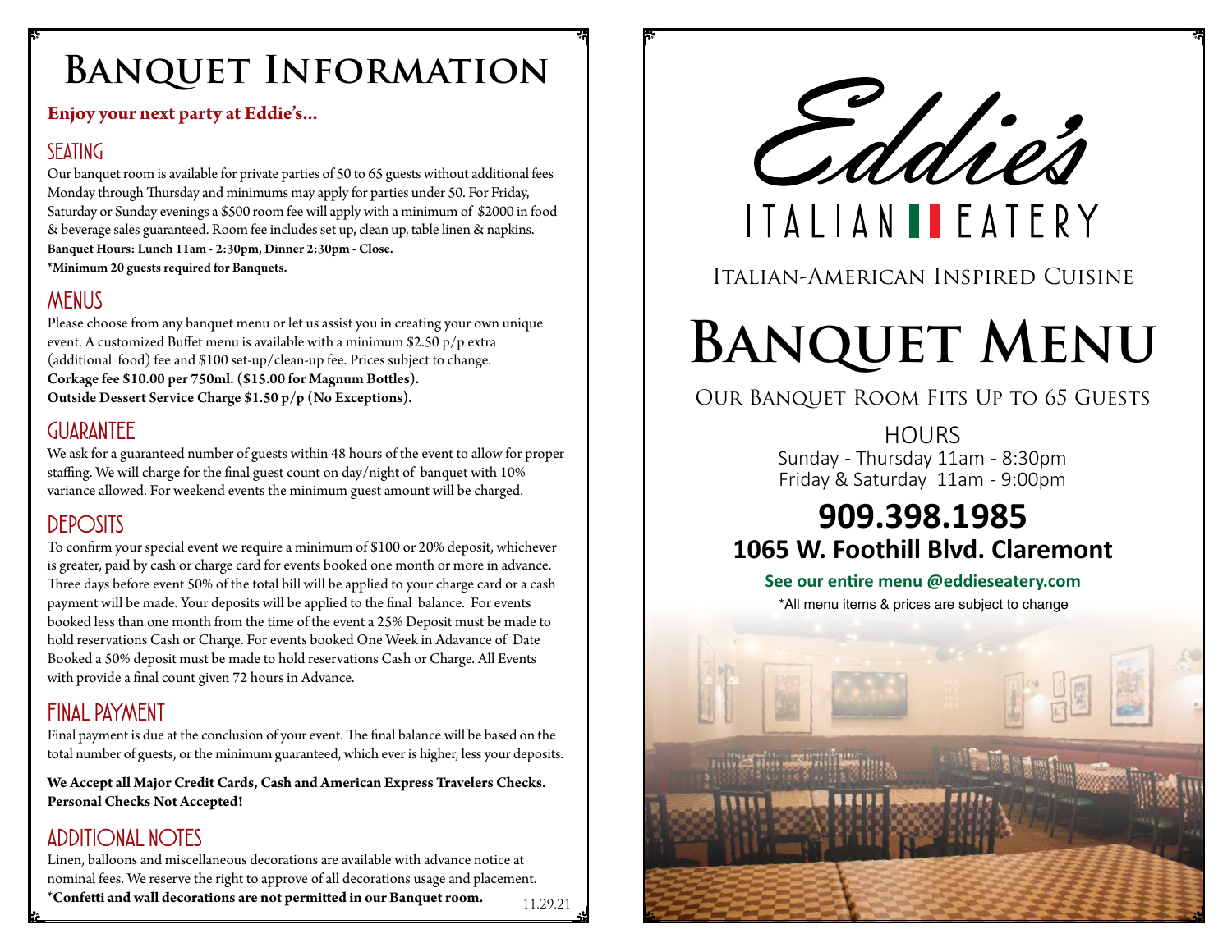# Banquet Information

**Enjoy your next party at Eddie's...**

## Seating

Our banquet room is available for private parties of 50 to 65 guests without additional fees Monday through Thursday and minimums may apply for parties under 50. For Friday, Saturday or Sunday evenings a $500 room fee will apply with a minimum of $2000 in food & beverage sales guaranteed. Room fee includes set up, clean up, table linen & napkins.

**Banquet Hours: Lunch 11am - 2:30pm, Dinner 2:30pm - Close.**

**\*Minimum 20 guests required for Banquets.**

## Menus

Please choose from any banquet menu or let us assist you in creating your own unique event. A customized Buffet menu is available with a minimum $2.50 p/p extra (additional food) fee and $100 set-up/clean-up fee. Prices subject to change.

**Corkage fee $10.00 per 750ml. ($15.00 for Magnum Bottles).**

**Outside Dessert Service Charge $1.50 p/p (No Exceptions).**

## Guarantee

We ask for a guaranteed number of guests within 48 hours of the event to allow for proper staffing. We will charge for the final guest count on day/night of banquet with 10% variance allowed. For weekend events the minimum guest amount will be charged.

## Deposits

To confirm your special event we require a minimum of $100 or 20% deposit, whichever is greater, paid by cash or charge card for events booked one month or more in advance. Three days before event 50% of the total bill will be applied to your charge card or a cash payment will be made. Your deposits will be applied to the final balance. For events booked less than one month from the time of the event a 25% Deposit must be made to hold reservations Cash or Charge. For events booked One Week in Adavance of Date Booked a 50% deposit must be made to hold reservations Cash or Charge. All Events with provide a final count given 72 hours in Advance.

## Final Payment

Final payment is due at the conclusion of your event. The final balance will be based on the total number of guests, or the minimum guaranteed, which ever is higher, less your deposits.

**We Accept all Major Credit Cards, Cash and American Express Travelers Checks. Personal Checks Not Accepted!**

## Additional Notes

Linen, balloons and miscellaneous decorations are available with advance notice at nominal fees. We reserve the right to approve of all decorations usage and placement.

**\*Confetti and wall decorations are not permitted in our Banquet room.**

11.29.21

# Eddie's

ITALIAN EATERY

Italian-American Inspired Cuisine

# Banquet Menu

Our Banquet Room Fits Up to 65 Guests

HOURS

Sunday - Thursday 11am - 8:30pm

Friday & Saturday 11am - 9:00pm

**909.398.1985**

**1065 W. Foothill Blvd. Claremont**

**See our entire menu @eddieseatery.com**

\*All menu items & prices are subject to change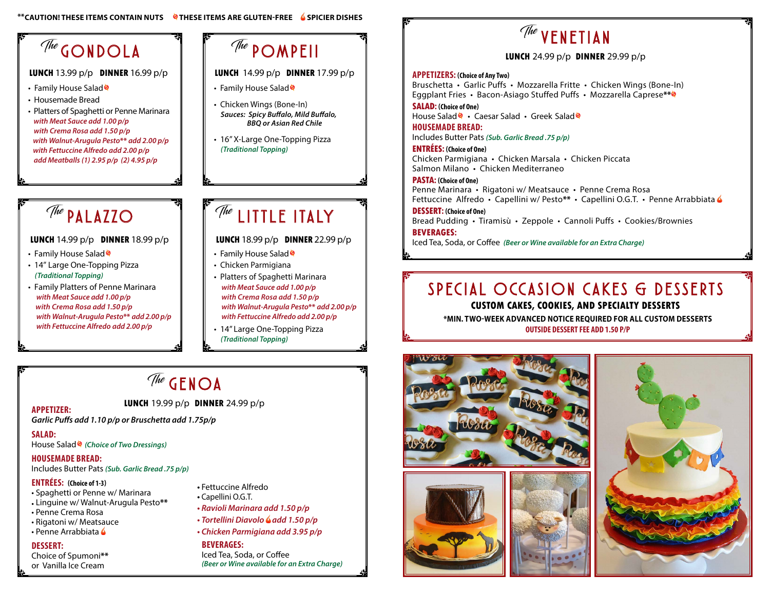**CAUTION! THESE ITEMS CONTAIN NUTS   THESE ITEMS ARE GLUTEN-FREE   SPICIER DISHES

## The GONDOLA

**LUNCH** 13.99 p/p **DINNER** 16.99 p/p

- Family House Salad
- Housemade Bread
- Platters of Spaghetti or Penne Marinara
  - *with Meat Sauce add 1.00 p/p*
  - *with Crema Rosa add 1.50 p/p*
  - *with Walnut-Arugula Pesto** add 2.00 p/p*
  - *with Fettuccine Alfredo add 2.00 p/p*
  - *add Meatballs (1) 2.95 p/p (2) 4.95 p/p*

## The POMPEII

**LUNCH** 14.99 p/p **DINNER** 17.99 p/p

- Family House Salad
- Chicken Wings (Bone-In)
  *Sauces: Spicy Buffalo, Mild Buffalo, BBQ or Asian Red Chile*
- 16" X-Large One-Topping Pizza
  *(Traditional Topping)*

## The PALAZZO

**LUNCH** 14.99 p/p **DINNER** 18.99 p/p

- Family House Salad
- 14" Large One-Topping Pizza
  *(Traditional Topping)*
- Family Platters of Penne Marinara
  - *with Meat Sauce add 1.00 p/p*
  - *with Crema Rosa add 1.50 p/p*
  - *with Walnut-Arugula Pesto** add 2.00 p/p*
  - *with Fettuccine Alfredo add 2.00 p/p*

## The LITTLE ITALY

**LUNCH** 18.99 p/p **DINNER** 22.99 p/p

- Family House Salad
- Chicken Parmigiana
- Platters of Spaghetti Marinara
  - *with Meat Sauce add 1.00 p/p*
  - *with Crema Rosa add 1.50 p/p*
  - *with Walnut-Arugula Pesto** add 2.00 p/p*
  - *with Fettuccine Alfredo add 2.00 p/p*
- 14" Large One-Topping Pizza
  *(Traditional Topping)*

## The GENOA

**LUNCH** 19.99 p/p **DINNER** 24.99 p/p

**APPETIZER:**
*Garlic Puffs add 1.10 p/p or Bruschetta add 1.75p/p*

**SALAD:**
House Salad *(Choice of Two Dressings)*

**HOUSEMADE BREAD:**
Includes Butter Pats *(Sub. Garlic Bread .75 p/p)*

**ENTRÉES:** (Choice of 1-3)
- Spaghetti or Penne w/ Marinara
- Linguine w/ Walnut-Arugula Pesto**
- Penne Crema Rosa
- Rigatoni w/ Meatsauce
- Penne Arrabbiata
- Fettuccine Alfredo
- Capellini O.G.T.
- *Ravioli Marinara add 1.50 p/p*
- *Tortellini Diavolo add 1.50 p/p*
- *Chicken Parmigiana add 3.95 p/p*

**DESSERT:**
Choice of Spumoni**
or Vanilla Ice Cream

**BEVERAGES:**
Iced Tea, Soda, or Coffee
*(Beer or Wine available for an Extra Charge)*

## The VENETIAN

**LUNCH** 24.99 p/p **DINNER** 29.99 p/p

**APPETIZERS:** (Choice of Any Two)
Bruschetta • Garlic Puffs • Mozzarella Fritte • Chicken Wings (Bone-In)
Eggplant Fries • Bacon-Asiago Stuffed Puffs • Mozzarella Caprese**

**SALAD:** (Choice of One)
House Salad • Caesar Salad • Greek Salad

**HOUSEMADE BREAD:**
Includes Butter Pats *(Sub. Garlic Bread .75 p/p)*

**ENTRÉES:** (Choice of One)
Chicken Parmigiana • Chicken Marsala • Chicken Piccata
Salmon Milano • Chicken Mediterraneo

**PASTA:** (Choice of One)
Penne Marinara • Rigatoni w/ Meatsauce • Penne Crema Rosa
Fettuccine Alfredo • Capellini w/ Pesto** • Capellini O.G.T. • Penne Arrabbiata

**DESSERT:** (Choice of One)
Bread Pudding • Tiramisù • Zeppole • Cannoli Puffs • Cookies/Brownies

**BEVERAGES:**
Iced Tea, Soda, or Coffee *(Beer or Wine available for an Extra Charge)*

## SPECIAL OCCASION CAKES & DESSERTS

**CUSTOM CAKES, COOKIES, AND SPECIALTY DESSERTS**

***MIN. TWO-WEEK ADVANCED NOTICE REQUIRED FOR ALL CUSTOM DESSERTS**

**OUTSIDE DESSERT FEE ADD 1.50 P/P**